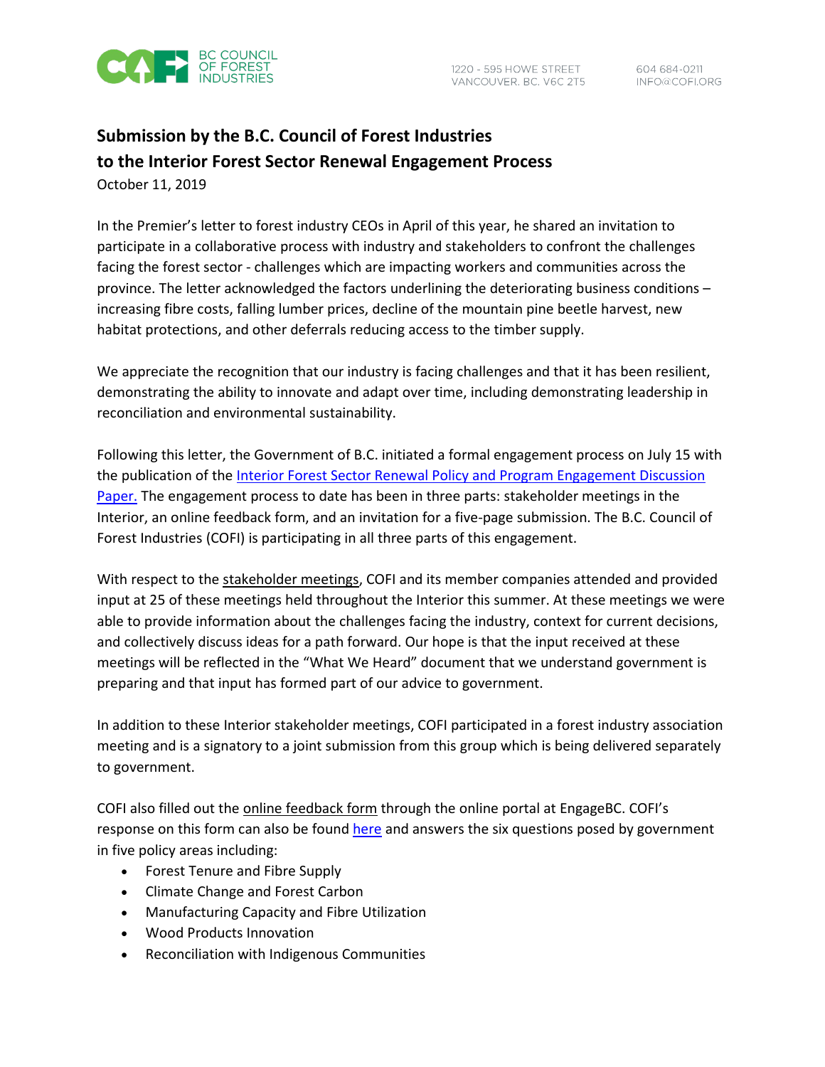# Submission by the B.C. Council of Forest Industries to the Interior Forest Sector Renewal Engagement Process

October 11, 2019

In the Premier's letter to forest industry CEOs in April of this year, he shared an invitation to participate in a collaborative process with industry and stakeholders to confront the challenges facing the forest sector - challenges which are impacting workers and communities across the province. The letter acknowledged the factors underlining the deteriorating business conditions – increasing fibre costs, falling lumber prices, decline of the mountain pine beetle harvest, new habitat protections, and other deferrals reducing access to the timber supply.

We appreciate the recognition that our industry is facing challenges and that it has been resilient, demonstrating the ability to innovate and adapt over time, including demonstrating leadership in reconciliation and environmental sustainability.

Following this letter, the Government of B.C. initiated a formal engagement process on July 15 with the publication of the Interior Forest Sector Renewal Policy and Program Engagement Discussion Paper. The engagement process to date has been in three parts: stakeholder meetings in the Interior, an online feedback form, and an invitation for a five-page submission. The B.C. Council of Forest Industries (COFI) is participating in all three parts of this engagement.

With respect to the stakeholder meetings, COFI and its member companies attended and provided input at 25 of these meetings held throughout the Interior this summer. At these meetings we were able to provide information about the challenges facing the industry, context for current decisions, and collectively discuss ideas for a path forward. Our hope is that the input received at these meetings will be reflected in the "What We Heard" document that we understand government is preparing and that input has formed part of our advice to government.

In addition to these Interior stakeholder meetings, COFI participated in a forest industry association meeting and is a signatory to a joint submission from this group which is being delivered separately to government.

COFI also filled out the online feedback form through the online portal at EngageBC. COFI's response on this form can also be found here and answers the six questions posed by government in five policy areas including:

- Forest Tenure and Fibre Supply
- Climate Change and Forest Carbon
- Manufacturing Capacity and Fibre Utilization
- Wood Products Innovation
- Reconciliation with Indigenous Communities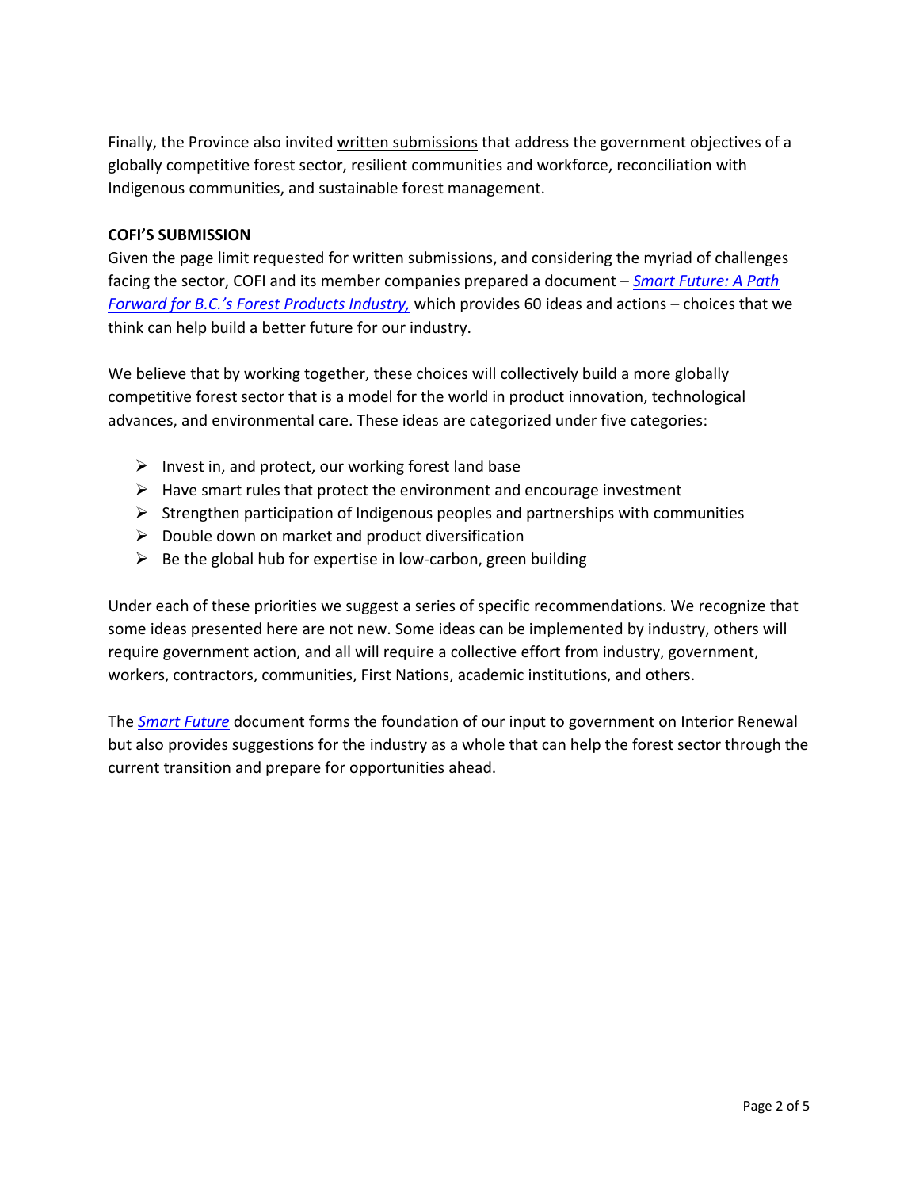Finally, the Province also invited written submissions that address the government objectives of a globally competitive forest sector, resilient communities and workforce, reconciliation with Indigenous communities, and sustainable forest management.

**COFI'S SUBMISSION**

Given the page limit requested for written submissions, and considering the myriad of challenges facing the sector, COFI and its member companies prepared a document – *Smart Future: A Path Forward for B.C.'s Forest Products Industry,* which provides 60 ideas and actions – choices that we think can help build a better future for our industry.

We believe that by working together, these choices will collectively build a more globally competitive forest sector that is a model for the world in product innovation, technological advances, and environmental care. These ideas are categorized under five categories:

- Invest in, and protect, our working forest land base
- Have smart rules that protect the environment and encourage investment
- Strengthen participation of Indigenous peoples and partnerships with communities
- Double down on market and product diversification
- Be the global hub for expertise in low-carbon, green building

Under each of these priorities we suggest a series of specific recommendations. We recognize that some ideas presented here are not new. Some ideas can be implemented by industry, others will require government action, and all will require a collective effort from industry, government, workers, contractors, communities, First Nations, academic institutions, and others.

The *Smart Future* document forms the foundation of our input to government on Interior Renewal but also provides suggestions for the industry as a whole that can help the forest sector through the current transition and prepare for opportunities ahead.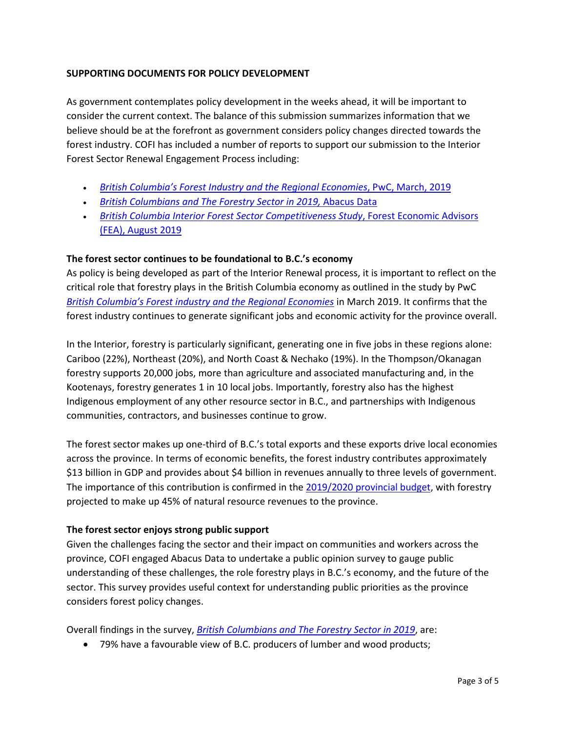**SUPPORTING DOCUMENTS FOR POLICY DEVELOPMENT**

As government contemplates policy development in the weeks ahead, it will be important to consider the current context. The balance of this submission summarizes information that we believe should be at the forefront as government considers policy changes directed towards the forest industry. COFI has included a number of reports to support our submission to the Interior Forest Sector Renewal Engagement Process including:

- *British Columbia's Forest Industry and the Regional Economies*, PwC, March, 2019
- *British Columbians and The Forestry Sector in 2019,* Abacus Data
- *British Columbia Interior Forest Sector Competitiveness Study*, Forest Economic Advisors (FEA), August 2019

**The forest sector continues to be foundational to B.C.'s economy**

As policy is being developed as part of the Interior Renewal process, it is important to reflect on the critical role that forestry plays in the British Columbia economy as outlined in the study by PwC *British Columbia's Forest industry and the Regional Economies* in March 2019. It confirms that the forest industry continues to generate significant jobs and economic activity for the province overall.

In the Interior, forestry is particularly significant, generating one in five jobs in these regions alone: Cariboo (22%), Northeast (20%), and North Coast & Nechako (19%). In the Thompson/Okanagan forestry supports 20,000 jobs, more than agriculture and associated manufacturing and, in the Kootenays, forestry generates 1 in 10 local jobs. Importantly, forestry also has the highest Indigenous employment of any other resource sector in B.C., and partnerships with Indigenous communities, contractors, and businesses continue to grow.

The forest sector makes up one-third of B.C.'s total exports and these exports drive local economies across the province. In terms of economic benefits, the forest industry contributes approximately $13 billion in GDP and provides about $4 billion in revenues annually to three levels of government. The importance of this contribution is confirmed in the 2019/2020 provincial budget, with forestry projected to make up 45% of natural resource revenues to the province.

**The forest sector enjoys strong public support**

Given the challenges facing the sector and their impact on communities and workers across the province, COFI engaged Abacus Data to undertake a public opinion survey to gauge public understanding of these challenges, the role forestry plays in B.C.'s economy, and the future of the sector. This survey provides useful context for understanding public priorities as the province considers forest policy changes.

Overall findings in the survey, *British Columbians and The Forestry Sector in 2019*, are:

- 79% have a favourable view of B.C. producers of lumber and wood products;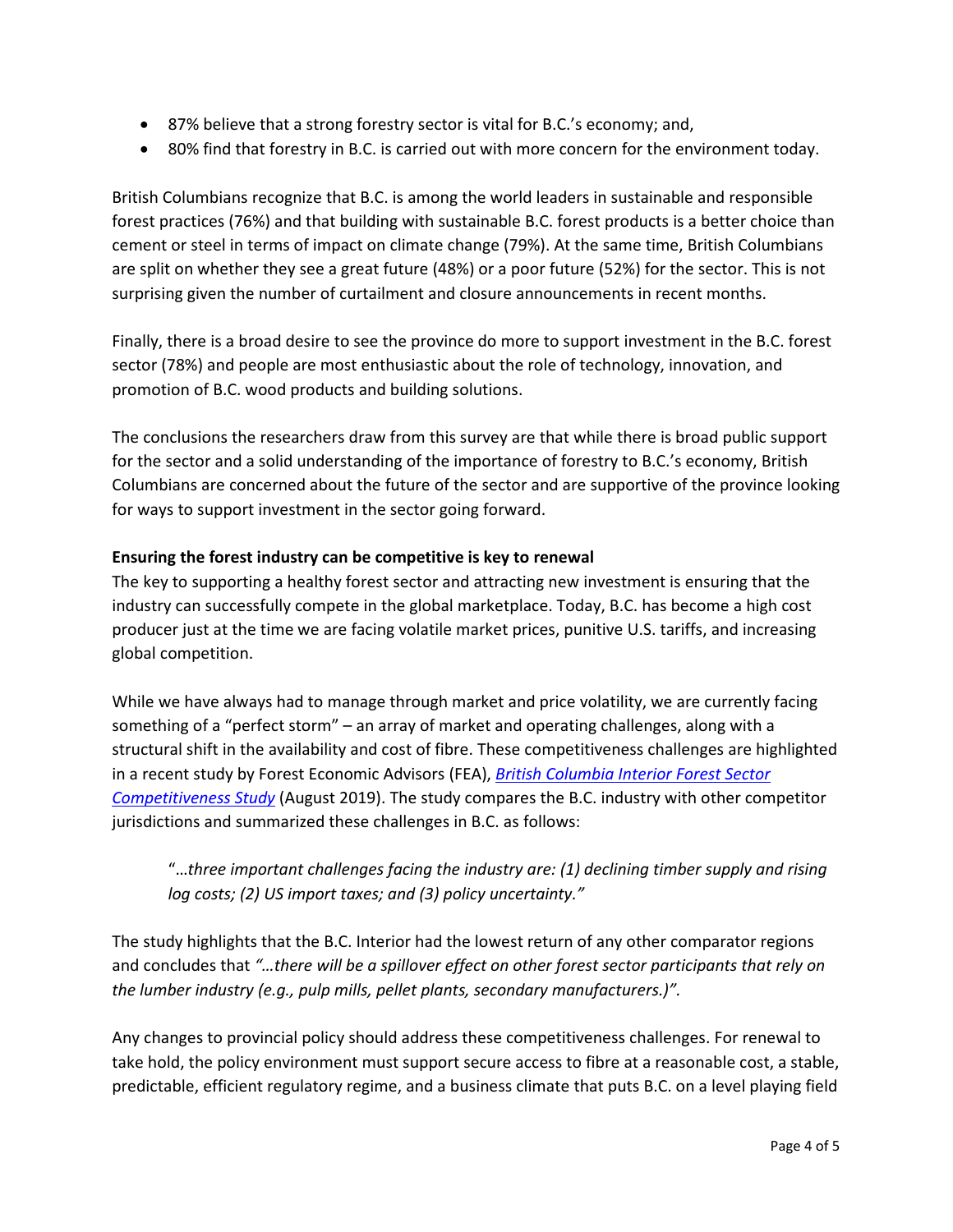- 87% believe that a strong forestry sector is vital for B.C.'s economy; and,
- 80% find that forestry in B.C. is carried out with more concern for the environment today.

British Columbians recognize that B.C. is among the world leaders in sustainable and responsible forest practices (76%) and that building with sustainable B.C. forest products is a better choice than cement or steel in terms of impact on climate change (79%). At the same time, British Columbians are split on whether they see a great future (48%) or a poor future (52%) for the sector. This is not surprising given the number of curtailment and closure announcements in recent months.

Finally, there is a broad desire to see the province do more to support investment in the B.C. forest sector (78%) and people are most enthusiastic about the role of technology, innovation, and promotion of B.C. wood products and building solutions.

The conclusions the researchers draw from this survey are that while there is broad public support for the sector and a solid understanding of the importance of forestry to B.C.'s economy, British Columbians are concerned about the future of the sector and are supportive of the province looking for ways to support investment in the sector going forward.

**Ensuring the forest industry can be competitive is key to renewal**

The key to supporting a healthy forest sector and attracting new investment is ensuring that the industry can successfully compete in the global marketplace. Today, B.C. has become a high cost producer just at the time we are facing volatile market prices, punitive U.S. tariffs, and increasing global competition.

While we have always had to manage through market and price volatility, we are currently facing something of a "perfect storm" – an array of market and operating challenges, along with a structural shift in the availability and cost of fibre. These competitiveness challenges are highlighted in a recent study by Forest Economic Advisors (FEA), *British Columbia Interior Forest Sector Competitiveness Study* (August 2019). The study compares the B.C. industry with other competitor jurisdictions and summarized these challenges in B.C. as follows:

> "*…three important challenges facing the industry are: (1) declining timber supply and rising log costs; (2) US import taxes; and (3) policy uncertainty."*

The study highlights that the B.C. Interior had the lowest return of any other comparator regions and concludes that *"…there will be a spillover effect on other forest sector participants that rely on the lumber industry (e.g., pulp mills, pellet plants, secondary manufacturers.)".*

Any changes to provincial policy should address these competitiveness challenges. For renewal to take hold, the policy environment must support secure access to fibre at a reasonable cost, a stable, predictable, efficient regulatory regime, and a business climate that puts B.C. on a level playing field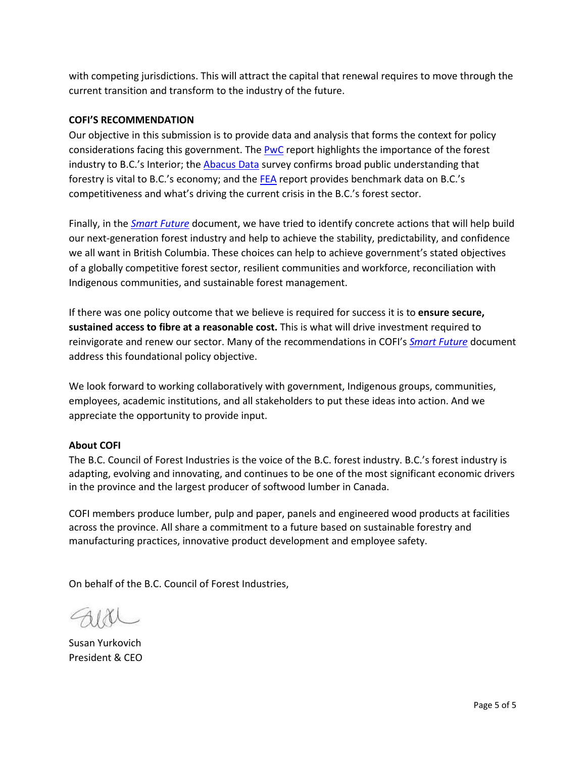with competing jurisdictions. This will attract the capital that renewal requires to move through the current transition and transform to the industry of the future.

**COFI'S RECOMMENDATION**

Our objective in this submission is to provide data and analysis that forms the context for policy considerations facing this government. The PwC report highlights the importance of the forest industry to B.C.'s Interior; the Abacus Data survey confirms broad public understanding that forestry is vital to B.C.'s economy; and the FEA report provides benchmark data on B.C.'s competitiveness and what's driving the current crisis in the B.C.'s forest sector.

Finally, in the *Smart Future* document, we have tried to identify concrete actions that will help build our next-generation forest industry and help to achieve the stability, predictability, and confidence we all want in British Columbia. These choices can help to achieve government's stated objectives of a globally competitive forest sector, resilient communities and workforce, reconciliation with Indigenous communities, and sustainable forest management.

If there was one policy outcome that we believe is required for success it is to **ensure secure, sustained access to fibre at a reasonable cost.** This is what will drive investment required to reinvigorate and renew our sector. Many of the recommendations in COFI's *Smart Future* document address this foundational policy objective.

We look forward to working collaboratively with government, Indigenous groups, communities, employees, academic institutions, and all stakeholders to put these ideas into action. And we appreciate the opportunity to provide input.

**About COFI**

The B.C. Council of Forest Industries is the voice of the B.C. forest industry. B.C.'s forest industry is adapting, evolving and innovating, and continues to be one of the most significant economic drivers in the province and the largest producer of softwood lumber in Canada.

COFI members produce lumber, pulp and paper, panels and engineered wood products at facilities across the province. All share a commitment to a future based on sustainable forestry and manufacturing practices, innovative product development and employee safety.

On behalf of the B.C. Council of Forest Industries,

Susan Yurkovich
President & CEO